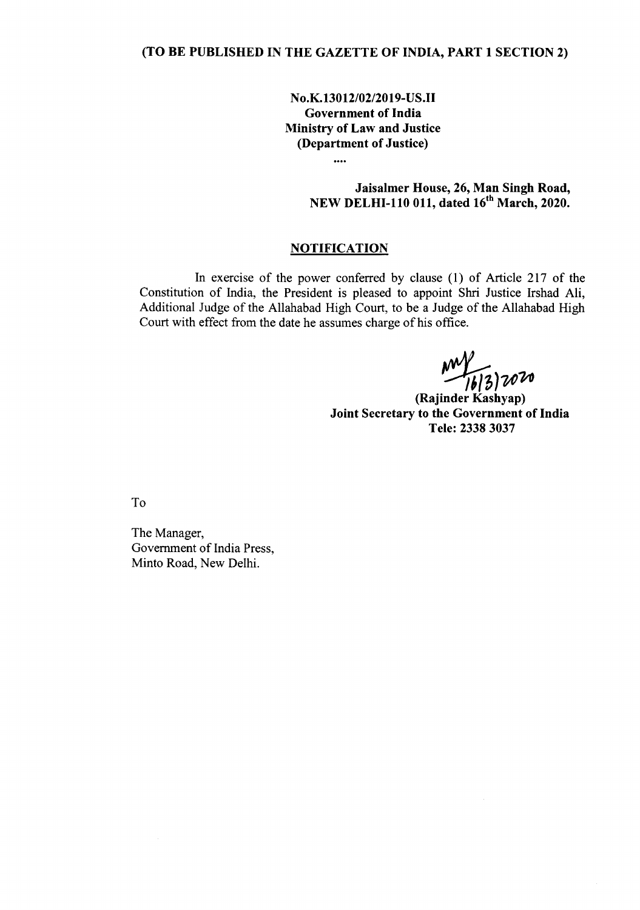**(TO BE PUBLISHED IN THE GAZETTE OF INDIA, PART 1 SECTION 2)**

**No.K.13012/02/2019-US.II**
**Government of India**
**Ministry of Law and Justice**
**(Department of Justice)**

....

**Jaisalmer House, 26, Man Singh Road,**
**NEW DELHI-110 011, dated 16th March, 2020.**

## NOTIFICATION

In exercise of the power conferred by clause (1) of Article 217 of the Constitution of India, the President is pleased to appoint Shri Justice Irshad Ali, Additional Judge of the Allahabad High Court, to be a Judge of the Allahabad High Court with effect from the date he assumes charge of his office.

16/3/2020

**(Rajinder Kashyap)**
**Joint Secretary to the Government of India**
**Tele: 2338 3037**

To

The Manager,
Government of India Press,
Minto Road, New Delhi.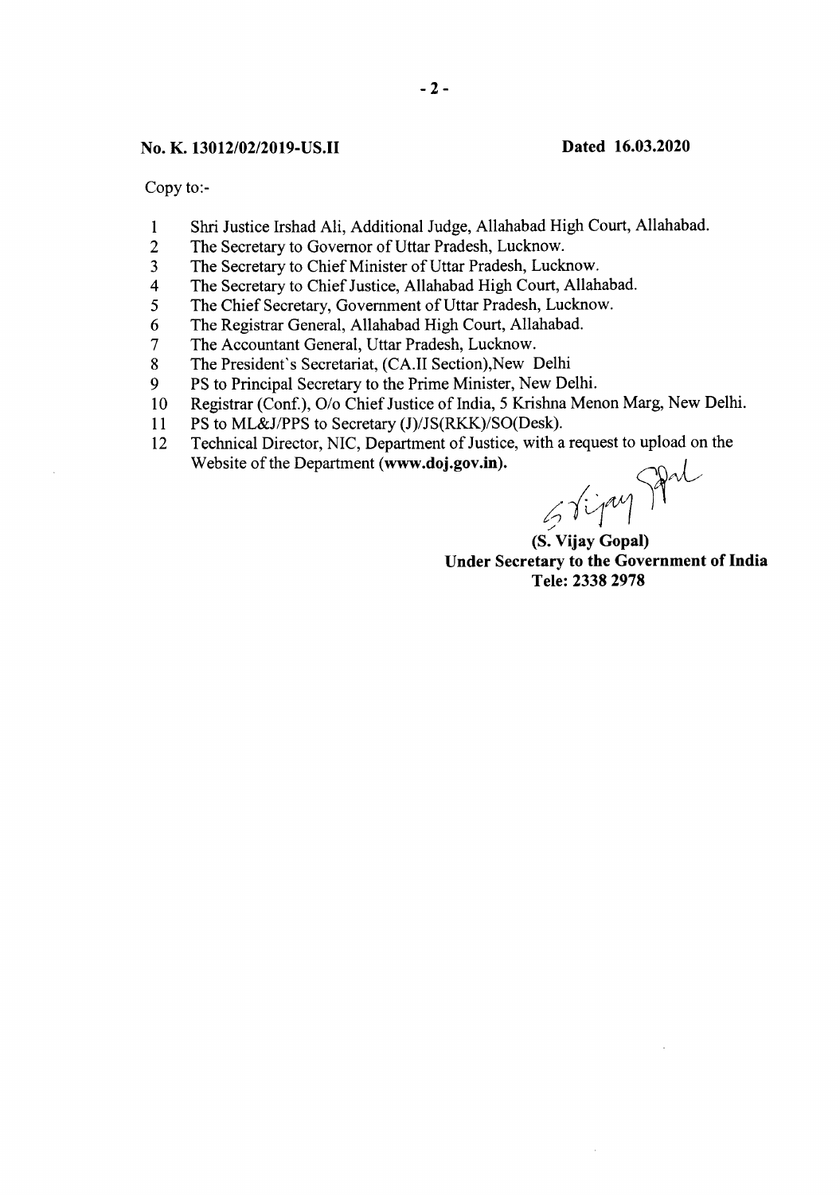**No. K. 13012/02/2019-US.II** **Dated 16.03.2020**

Copy to:-

1. Shri Justice Irshad Ali, Additional Judge, Allahabad High Court, Allahabad.
2. The Secretary to Governor of Uttar Pradesh, Lucknow.
3. The Secretary to Chief Minister of Uttar Pradesh, Lucknow.
4. The Secretary to Chief Justice, Allahabad High Court, Allahabad.
5. The Chief Secretary, Government of Uttar Pradesh, Lucknow.
6. The Registrar General, Allahabad High Court, Allahabad.
7. The Accountant General, Uttar Pradesh, Lucknow.
8. The President's Secretariat, (CA.II Section),New Delhi
9. PS to Principal Secretary to the Prime Minister, New Delhi.
10. Registrar (Conf.), O/o Chief Justice of India, 5 Krishna Menon Marg, New Delhi.
11. PS to ML&J/PPS to Secretary (J)/JS(RKK)/SO(Desk).
12. Technical Director, NIC, Department of Justice, with a request to upload on the Website of the Department (**www.doj.gov.in**).

S Vijay Gopal

**(S. Vijay Gopal)**
**Under Secretary to the Government of India**
**Tele: 2338 2978**